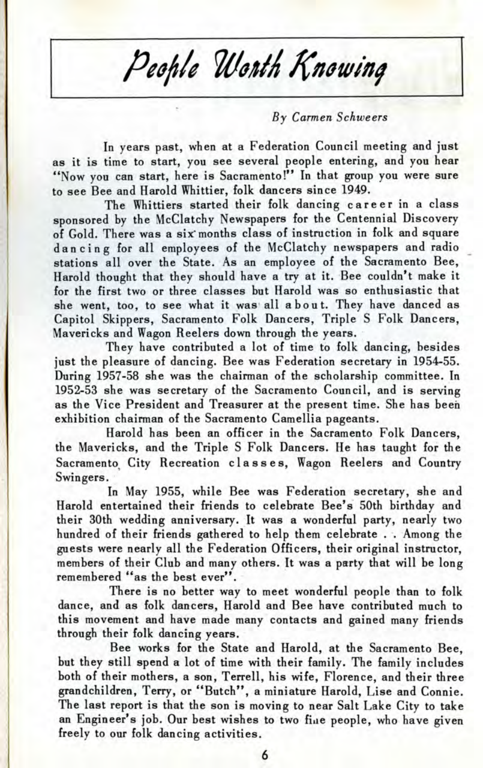# People Worth Knowing

*By Carmen Schweers*

In years past, when at a Federation Council meeting and just as it is time to start, you see several people entering, and you hear "Now you can start, here is Sacramento!" In that group you were sure to see Bee and Harold Whittier, folk dancers since 1949.

The Whittiers started their folk dancing career in a class sponsored by the McClatchy Newspapers for the Centennial Discovery of Gold. There was a six months class of instruction in folk and square dancing for all employees of the McClatchy newspapers and radio stations all over the State. As an employee of the Sacramento Bee, Harold thought that they should have a try at it. Bee couldn't make it for the first two or three classes but Harold was so enthusiastic that she went, too, to see what it was all about. They have danced as Capitol Skippers, Sacramento Folk Dancers, Triple S Folk Dancers, Mavericks and Wagon Reelers down through the years.

They have contributed a lot of time to folk dancing, besides just the pleasure of dancing. Bee was Federation secretary in 1954-55. During 1957-58 she was the chairman of the scholarship committee. In 1952-53 she was secretary of the Sacramento Council, and is serving as the Vice President and Treasurer at the present time. She has been exhibition chairman of the Sacramento Camellia pageants.

Harold has been an officer in the Sacramento Folk Dancers, the Mavericks, and the Triple S Folk Dancers. He has taught for the Sacramento City Recreation classes, Wagon Reelers and Country Swingers.

In May 1955, while Bee was Federation secretary, she and Harold entertained their friends to celebrate Bee's 50th birthday and their 30th wedding anniversary. It was a wonderful party, nearly two hundred of their friends gathered to help them celebrate . . Among the guests were nearly all the Federation Officers, their original instructor, members of their Club and many others. It was a party that will be long remembered "as the best ever".

There is no better way to meet wonderful people than to folk dance, and as folk dancers, Harold and Bee have contributed much to this movement and have made many contacts and gained many friends through their folk dancing years.

Bee works for the State and Harold, at the Sacramento Bee, but they still spend a lot of time with their family. The family includes both of their mothers, a son, Terrell, his wife, Florence, and their three grandchildren, Terry, or "Butch", a miniature Harold, Lise and Connie. The last report is that the son is moving to near Salt Lake City to take an Engineer's job. Our best wishes to two fine people, who have given freely to our folk dancing activities.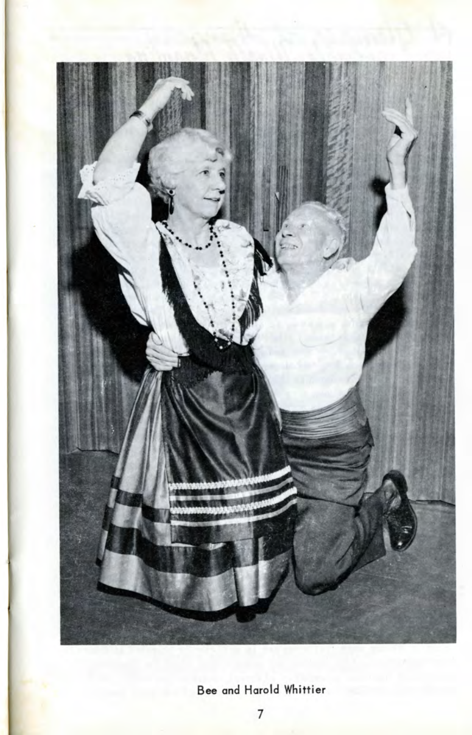Bee and Harold Whittier